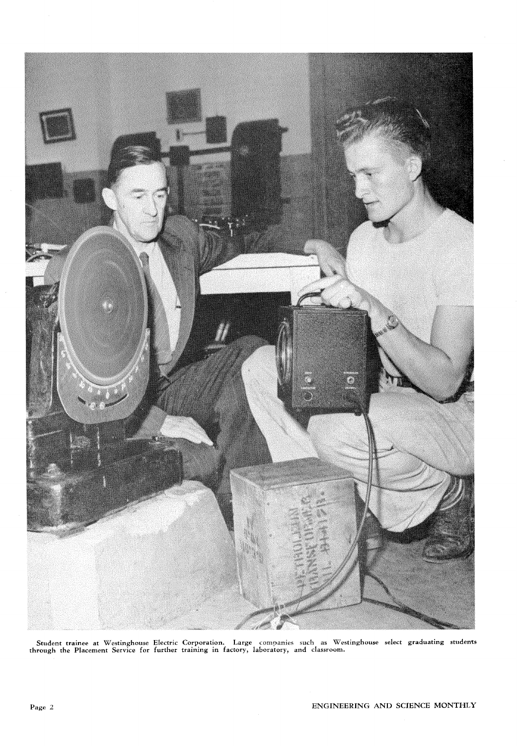Student trainee at Westinghouse Electric Corporation. Large companies such as Westinghouse select graduating students through the Placement Service for further training in factory, laboratory, and classroom.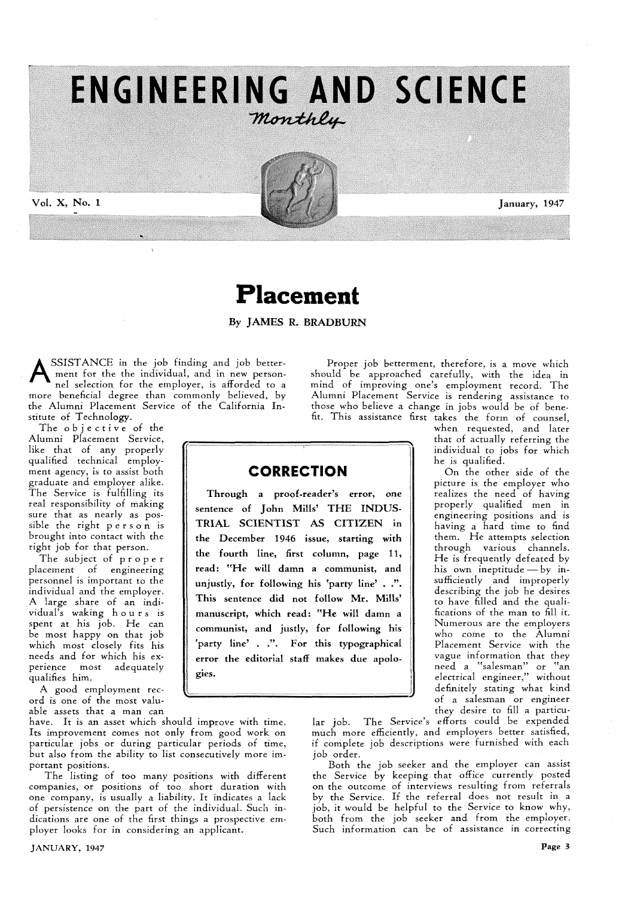# ENGINEERING AND SCIENCE

*Monthly*

Vol. X, No. 1 — January, 1947

# Placement

By JAMES R. BRADBURN

ASSISTANCE in the job finding and job betterment for the individual, and in new personnel selection for the employer, is afforded to a more beneficial degree than commonly believed, by the Alumni Placement Service of the California Institute of Technology.

The objective of the Alumni Placement Service, like that of any properly qualified technical employment agency, is to assist both graduate and employer alike. The Service is fulfilling its real responsibility of making sure that as nearly as possible the right person is brought into contact with the right job for that person.

The subject of proper placement of engineering personnel is important to the individual and the employer. A large share of an individual's waking hours is spent at his job. He can be most happy on that job which most closely fits his needs and for which his experience most adequately qualifies him.

A good employment record is one of the most valuable assets that a man can have. It is an asset which should improve with time. Its improvement comes not only from good work on particular jobs or during particular periods of time, but also from the ability to list consecutively more important positions.

The listing of too many positions with different companies, or positions of too short duration with one company, is usually a liability. It indicates a lack of persistence on the part of the individual. Such indications are one of the first things a prospective employer looks for in considering an applicant.

Proper job betterment, therefore, is a move which should be approached carefully, with the idea in mind of improving one's employment record. The Alumni Placement Service is rendering assistance to those who believe a change in jobs would be of benefit. This assistance first takes the form of counsel, when requested, and later that of actually referring the individual to jobs for which he is qualified.

On the other side of the picture is the employer who realizes the need of having properly qualified men in engineering positions and is having a hard time to find them. He attempts selection through various channels. He is frequently defeated by his own ineptitude — by insufficiently and improperly describing the job he desires to have filled and the qualifications of the man to fill it. Numerous are the employers who come to the Alumni Placement Service with the vague information that they need a "salesman" or "an electrical engineer," without definitely stating what kind of a salesman or engineer they desire to fill a particular job. The Service's efforts could be expended much more efficiently, and employers better satisfied, if complete job descriptions were furnished with each job order.

Both the job seeker and the employer can assist the Service by keeping that office currently posted on the outcome of interviews resulting from referrals by the Service. If the referral does not result in a job, it would be helpful to the Service to know why, both from the job seeker and from the employer. Such information can be of assistance in correcting

## CORRECTION

**Through a proof-reader's error, one sentence of John Mills' THE INDUSTRIAL SCIENTIST AS CITIZEN in the December 1946 issue, starting with the fourth line, first column, page 11, read: "He will damn a communist, and unjustly, for following his 'party line' . .". This sentence did not follow Mr. Mills' manuscript, which read: "He will damn a communist, and justly, for following his 'party line' . .". For this typographical error the editorial staff makes due apologies.**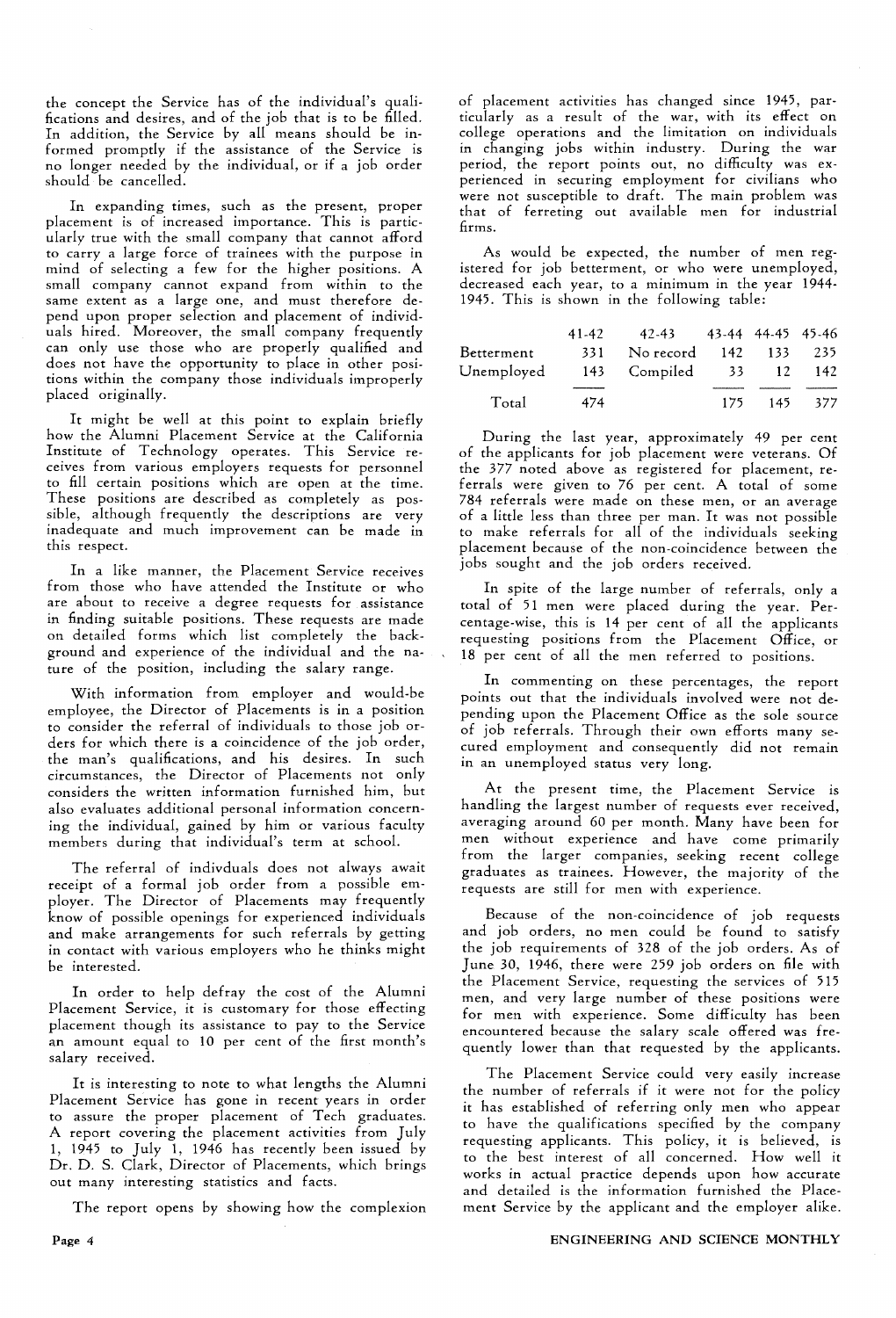the concept the Service has of the individual's qualifications and desires, and of the job that is to be filled. In addition, the Service by all means should be informed promptly if the assistance of the Service is no longer needed by the individual, or if a job order should be cancelled.

In expanding times, such as the present, proper placement is of increased importance. This is particularly true with the small company that cannot afford to carry a large force of trainees with the purpose in mind of selecting a few for the higher positions. A small company cannot expand from within to the same extent as a large one, and must therefore depend upon proper selection and placement of individuals hired. Moreover, the small company frequently can only use those who are properly qualified and does not have the opportunity to place in other positions within the company those individuals improperly placed originally.

It might be well at this point to explain briefly how the Alumni Placement Service at the California Institute of Technology operates. This Service receives from various employers requests for personnel to fill certain positions which are open at the time. These positions are described as completely as possible, although frequently the descriptions are very inadequate and much improvement can be made in this respect.

In a like manner, the Placement Service receives from those who have attended the Institute or who are about to receive a degree requests for assistance in finding suitable positions. These requests are made on detailed forms which list completely the background and experience of the individual and the nature of the position, including the salary range.

With information from employer and would-be employee, the Director of Placements is in a position to consider the referral of individuals to those job orders for which there is a coincidence of the job order, the man's qualifications, and his desires. In such circumstances, the Director of Placements not only considers the written information furnished him, but also evaluates additional personal information concerning the individual, gained by him or various faculty members during that individual's term at school.

The referral of indivduals does not always await receipt of a formal job order from a possible employer. The Director of Placements may frequently know of possible openings for experienced individuals and make arrangements for such referrals by getting in contact with various employers who he thinks might be interested.

In order to help defray the cost of the Alumni Placement Service, it is customary for those effecting placement though its assistance to pay to the Service an amount equal to 10 per cent of the first month's salary received.

It is interesting to note to what lengths the Alumni Placement Service has gone in recent years in order to assure the proper placement of Tech graduates. A report covering the placement activities from July 1, 1945 to July 1, 1946 has recently been issued by Dr. D. S. Clark, Director of Placements, which brings out many interesting statistics and facts.

The report opens by showing how the complexion of placement activities has changed since 1945, particularly as a result of the war, with its effect on college operations and the limitation on individuals in changing jobs within industry. During the war period, the report points out, no difficulty was experienced in securing employment for civilians who were not susceptible to draft. The main problem was that of ferreting out available men for industrial firms.

As would be expected, the number of men registered for job betterment, or who were unemployed, decreased each year, to a minimum in the year 1944-1945. This is shown in the following table:

| | 41-42 | 42-43 | 43-44 | 44-45 | 45-46 |
|---|---|---|---|---|---|
| Betterment | 331 | No record | 142 | 133 | 235 |
| Unemployed | 143 | Compiled | 33 | 12 | 142 |
| Total | 474 | | 175 | 145 | 377 |

During the last year, approximately 49 per cent of the applicants for job placement were veterans. Of the 377 noted above as registered for placement, referrals were given to 76 per cent. A total of some 784 referrals were made on these men, or an average of a little less than three per man. It was not possible to make referrals for all of the individuals seeking placement because of the non-coincidence between the jobs sought and the job orders received.

In spite of the large number of referrals, only a total of 51 men were placed during the year. Percentage-wise, this is 14 per cent of all the applicants requesting positions from the Placement Office, or 18 per cent of all the men referred to positions.

In commenting on these percentages, the report points out that the individuals involved were not depending upon the Placement Office as the sole source of job referrals. Through their own efforts many secured employment and consequently did not remain in an unemployed status very long.

At the present time, the Placement Service is handling the largest number of requests ever received, averaging around 60 per month. Many have been for men without experience and have come primarily from the larger companies, seeking recent college graduates as trainees. However, the majority of the requests are still for men with experience.

Because of the non-coincidence of job requests and job orders, no men could be found to satisfy the job requirements of 328 of the job orders. As of June 30, 1946, there were 259 job orders on file with the Placement Service, requesting the services of 515 men, and very large number of these positions were for men with experience. Some difficulty has been encountered because the salary scale offered was frequently lower than that requested by the applicants.

The Placement Service could very easily increase the number of referrals if it were not for the policy it has established of referring only men who appear to have the qualifications specified by the company requesting applicants. This policy, it is believed, is to the best interest of all concerned. How well it works in actual practice depends upon how accurate and detailed is the information furnished the Placement Service by the applicant and the employer alike.